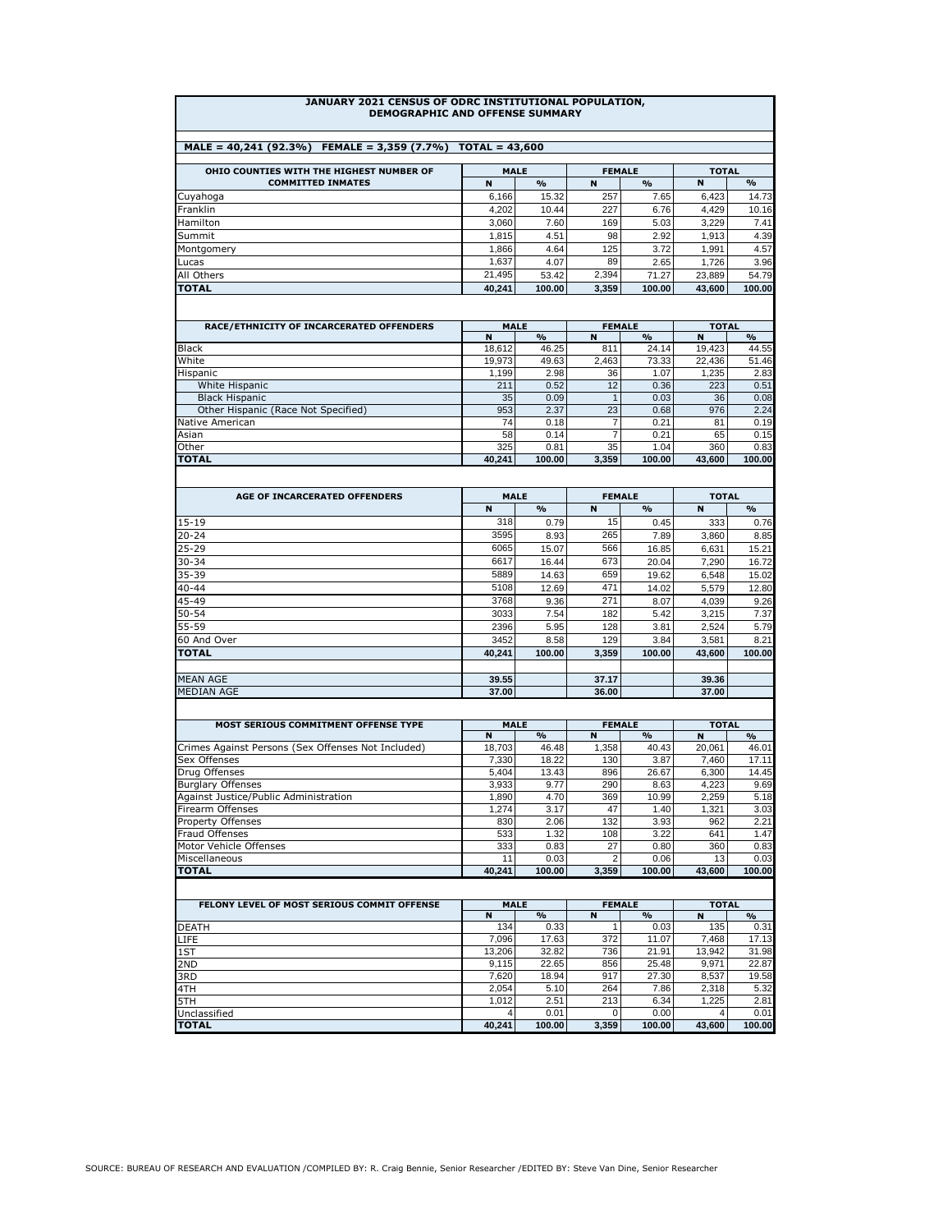# JANUARY 2021 CENSUS OF ODRC INSTITUTIONAL POPULATION, DEMOGRAPHIC AND OFFENSE SUMMARY

**MALE = 40,241 (92.3%)   FEMALE = 3,359 (7.7%)   TOTAL = 43,600**

| OHIO COUNTIES WITH THE HIGHEST NUMBER OF COMMITTED INMATES | MALE | | FEMALE | | TOTAL | |
|---|---|---|---|---|---|---|
| | N | % | N | % | N | % |
| Cuyahoga | 6,166 | 15.32 | 257 | 7.65 | 6,423 | 14.73 |
| Franklin | 4,202 | 10.44 | 227 | 6.76 | 4,429 | 10.16 |
| Hamilton | 3,060 | 7.60 | 169 | 5.03 | 3,229 | 7.41 |
| Summit | 1,815 | 4.51 | 98 | 2.92 | 1,913 | 4.39 |
| Montgomery | 1,866 | 4.64 | 125 | 3.72 | 1,991 | 4.57 |
| Lucas | 1,637 | 4.07 | 89 | 2.65 | 1,726 | 3.96 |
| All Others | 21,495 | 53.42 | 2,394 | 71.27 | 23,889 | 54.79 |
| **TOTAL** | **40,241** | **100.00** | **3,359** | **100.00** | **43,600** | **100.00** |

| RACE/ETHNICITY OF INCARCERATED OFFENDERS | MALE | | FEMALE | | TOTAL | |
|---|---|---|---|---|---|---|
| | N | % | N | % | N | % |
| Black | 18,612 | 46.25 | 811 | 24.14 | 19,423 | 44.55 |
| White | 19,973 | 49.63 | 2,463 | 73.33 | 22,436 | 51.46 |
| Hispanic | 1,199 | 2.98 | 36 | 1.07 | 1,235 | 2.83 |
| White Hispanic | 211 | 0.52 | 12 | 0.36 | 223 | 0.51 |
| Black Hispanic | 35 | 0.09 | 1 | 0.03 | 36 | 0.08 |
| Other Hispanic (Race Not Specified) | 953 | 2.37 | 23 | 0.68 | 976 | 2.24 |
| Native American | 74 | 0.18 | 7 | 0.21 | 81 | 0.19 |
| Asian | 58 | 0.14 | 7 | 0.21 | 65 | 0.15 |
| Other | 325 | 0.81 | 35 | 1.04 | 360 | 0.83 |
| **TOTAL** | **40,241** | **100.00** | **3,359** | **100.00** | **43,600** | **100.00** |

| AGE OF INCARCERATED OFFENDERS | MALE | | FEMALE | | TOTAL | |
|---|---|---|---|---|---|---|
| | N | % | N | % | N | % |
| 15-19 | 318 | 0.79 | 15 | 0.45 | 333 | 0.76 |
| 20-24 | 3595 | 8.93 | 265 | 7.89 | 3,860 | 8.85 |
| 25-29 | 6065 | 15.07 | 566 | 16.85 | 6,631 | 15.21 |
| 30-34 | 6617 | 16.44 | 673 | 20.04 | 7,290 | 16.72 |
| 35-39 | 5889 | 14.63 | 659 | 19.62 | 6,548 | 15.02 |
| 40-44 | 5108 | 12.69 | 471 | 14.02 | 5,579 | 12.80 |
| 45-49 | 3768 | 9.36 | 271 | 8.07 | 4,039 | 9.26 |
| 50-54 | 3033 | 7.54 | 182 | 5.42 | 3,215 | 7.37 |
| 55-59 | 2396 | 5.95 | 128 | 3.81 | 2,524 | 5.79 |
| 60 And Over | 3452 | 8.58 | 129 | 3.84 | 3,581 | 8.21 |
| **TOTAL** | **40,241** | **100.00** | **3,359** | **100.00** | **43,600** | **100.00** |
| | | | | | | |
| MEAN AGE | **39.55** | | **37.17** | | **39.36** | |
| MEDIAN AGE | **37.00** | | **36.00** | | **37.00** | |

| MOST SERIOUS COMMITMENT OFFENSE TYPE | MALE | | FEMALE | | TOTAL | |
|---|---|---|---|---|---|---|
| | N | % | N | % | N | % |
| Crimes Against Persons (Sex Offenses Not Included) | 18,703 | 46.48 | 1,358 | 40.43 | 20,061 | 46.01 |
| Sex Offenses | 7,330 | 18.22 | 130 | 3.87 | 7,460 | 17.11 |
| Drug Offenses | 5,404 | 13.43 | 896 | 26.67 | 6,300 | 14.45 |
| Burglary Offenses | 3,933 | 9.77 | 290 | 8.63 | 4,223 | 9.69 |
| Against Justice/Public Administration | 1,890 | 4.70 | 369 | 10.99 | 2,259 | 5.18 |
| Firearm Offenses | 1,274 | 3.17 | 47 | 1.40 | 1,321 | 3.03 |
| Property Offenses | 830 | 2.06 | 132 | 3.93 | 962 | 2.21 |
| Fraud Offenses | 533 | 1.32 | 108 | 3.22 | 641 | 1.47 |
| Motor Vehicle Offenses | 333 | 0.83 | 27 | 0.80 | 360 | 0.83 |
| Miscellaneous | 11 | 0.03 | 2 | 0.06 | 13 | 0.03 |
| **TOTAL** | **40,241** | **100.00** | **3,359** | **100.00** | **43,600** | **100.00** |

| FELONY LEVEL OF MOST SERIOUS COMMIT OFFENSE | MALE | | FEMALE | | TOTAL | |
|---|---|---|---|---|---|---|
| | N | % | N | % | N | % |
| DEATH | 134 | 0.33 | 1 | 0.03 | 135 | 0.31 |
| LIFE | 7,096 | 17.63 | 372 | 11.07 | 7,468 | 17.13 |
| 1ST | 13,206 | 32.82 | 736 | 21.91 | 13,942 | 31.98 |
| 2ND | 9,115 | 22.65 | 856 | 25.48 | 9,971 | 22.87 |
| 3RD | 7,620 | 18.94 | 917 | 27.30 | 8,537 | 19.58 |
| 4TH | 2,054 | 5.10 | 264 | 7.86 | 2,318 | 5.32 |
| 5TH | 1,012 | 2.51 | 213 | 6.34 | 1,225 | 2.81 |
| Unclassified | 4 | 0.01 | 0 | 0.00 | 4 | 0.01 |
| **TOTAL** | **40,241** | **100.00** | **3,359** | **100.00** | **43,600** | **100.00** |

SOURCE: BUREAU OF RESEARCH AND EVALUATION /COMPILED BY: R. Craig Bennie, Senior Researcher /EDITED BY: Steve Van Dine, Senior Researcher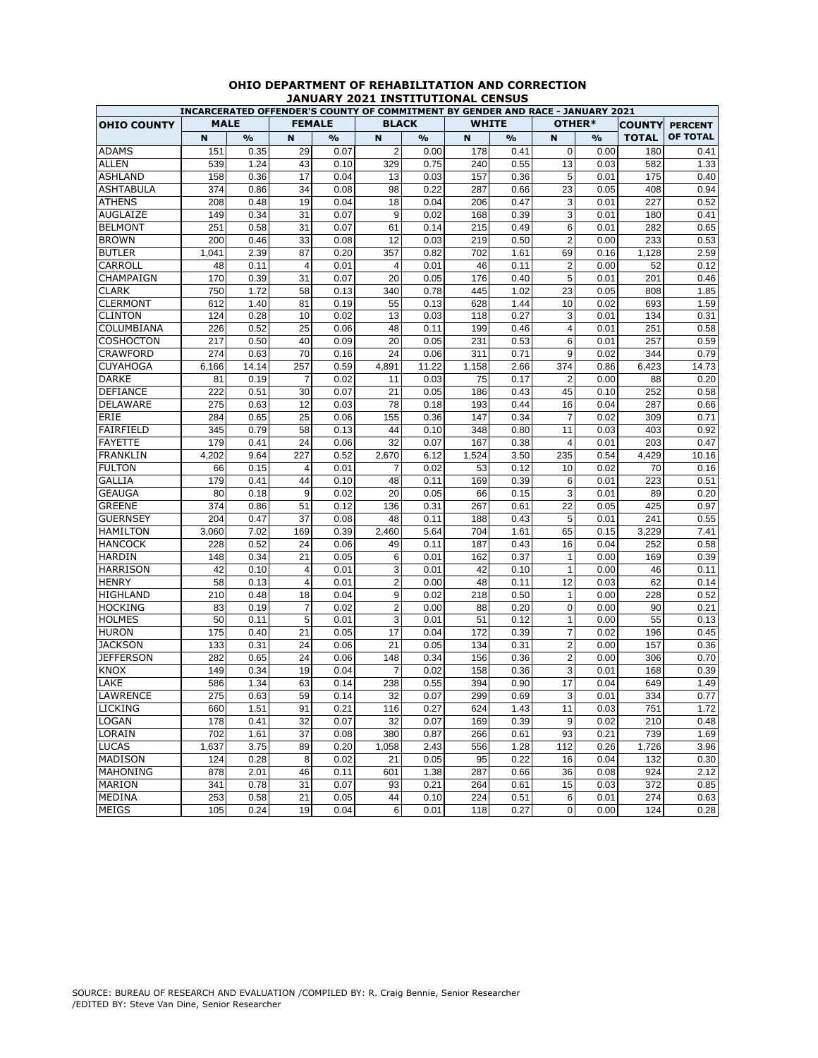# OHIO DEPARTMENT OF REHABILITATION AND CORRECTION
## JANUARY 2021 INSTITUTIONAL CENSUS

INCARCERATED OFFENDER'S COUNTY OF COMMITMENT BY GENDER AND RACE - JANUARY 2021

| OHIO COUNTY | MALE | | FEMALE | | BLACK | | WHITE | | OTHER* | | COUNTY TOTAL | PERCENT OF TOTAL |
|---|---|---|---|---|---|---|---|---|---|---|---|---|
| | N | % | N | % | N | % | N | % | N | % | | |
| ADAMS | 151 | 0.35 | 29 | 0.07 | 2 | 0.00 | 178 | 0.41 | 0 | 0.00 | 180 | 0.41 |
| ALLEN | 539 | 1.24 | 43 | 0.10 | 329 | 0.75 | 240 | 0.55 | 13 | 0.03 | 582 | 1.33 |
| ASHLAND | 158 | 0.36 | 17 | 0.04 | 13 | 0.03 | 157 | 0.36 | 5 | 0.01 | 175 | 0.40 |
| ASHTABULA | 374 | 0.86 | 34 | 0.08 | 98 | 0.22 | 287 | 0.66 | 23 | 0.05 | 408 | 0.94 |
| ATHENS | 208 | 0.48 | 19 | 0.04 | 18 | 0.04 | 206 | 0.47 | 3 | 0.01 | 227 | 0.52 |
| AUGLAIZE | 149 | 0.34 | 31 | 0.07 | 9 | 0.02 | 168 | 0.39 | 3 | 0.01 | 180 | 0.41 |
| BELMONT | 251 | 0.58 | 31 | 0.07 | 61 | 0.14 | 215 | 0.49 | 6 | 0.01 | 282 | 0.65 |
| BROWN | 200 | 0.46 | 33 | 0.08 | 12 | 0.03 | 219 | 0.50 | 2 | 0.00 | 233 | 0.53 |
| BUTLER | 1,041 | 2.39 | 87 | 0.20 | 357 | 0.82 | 702 | 1.61 | 69 | 0.16 | 1,128 | 2.59 |
| CARROLL | 48 | 0.11 | 4 | 0.01 | 4 | 0.01 | 46 | 0.11 | 2 | 0.00 | 52 | 0.12 |
| CHAMPAIGN | 170 | 0.39 | 31 | 0.07 | 20 | 0.05 | 176 | 0.40 | 5 | 0.01 | 201 | 0.46 |
| CLARK | 750 | 1.72 | 58 | 0.13 | 340 | 0.78 | 445 | 1.02 | 23 | 0.05 | 808 | 1.85 |
| CLERMONT | 612 | 1.40 | 81 | 0.19 | 55 | 0.13 | 628 | 1.44 | 10 | 0.02 | 693 | 1.59 |
| CLINTON | 124 | 0.28 | 10 | 0.02 | 13 | 0.03 | 118 | 0.27 | 3 | 0.01 | 134 | 0.31 |
| COLUMBIANA | 226 | 0.52 | 25 | 0.06 | 48 | 0.11 | 199 | 0.46 | 4 | 0.01 | 251 | 0.58 |
| COSHOCTON | 217 | 0.50 | 40 | 0.09 | 20 | 0.05 | 231 | 0.53 | 6 | 0.01 | 257 | 0.59 |
| CRAWFORD | 274 | 0.63 | 70 | 0.16 | 24 | 0.06 | 311 | 0.71 | 9 | 0.02 | 344 | 0.79 |
| CUYAHOGA | 6,166 | 14.14 | 257 | 0.59 | 4,891 | 11.22 | 1,158 | 2.66 | 374 | 0.86 | 6,423 | 14.73 |
| DARKE | 81 | 0.19 | 7 | 0.02 | 11 | 0.03 | 75 | 0.17 | 2 | 0.00 | 88 | 0.20 |
| DEFIANCE | 222 | 0.51 | 30 | 0.07 | 21 | 0.05 | 186 | 0.43 | 45 | 0.10 | 252 | 0.58 |
| DELAWARE | 275 | 0.63 | 12 | 0.03 | 78 | 0.18 | 193 | 0.44 | 16 | 0.04 | 287 | 0.66 |
| ERIE | 284 | 0.65 | 25 | 0.06 | 155 | 0.36 | 147 | 0.34 | 7 | 0.02 | 309 | 0.71 |
| FAIRFIELD | 345 | 0.79 | 58 | 0.13 | 44 | 0.10 | 348 | 0.80 | 11 | 0.03 | 403 | 0.92 |
| FAYETTE | 179 | 0.41 | 24 | 0.06 | 32 | 0.07 | 167 | 0.38 | 4 | 0.01 | 203 | 0.47 |
| FRANKLIN | 4,202 | 9.64 | 227 | 0.52 | 2,670 | 6.12 | 1,524 | 3.50 | 235 | 0.54 | 4,429 | 10.16 |
| FULTON | 66 | 0.15 | 4 | 0.01 | 7 | 0.02 | 53 | 0.12 | 10 | 0.02 | 70 | 0.16 |
| GALLIA | 179 | 0.41 | 44 | 0.10 | 48 | 0.11 | 169 | 0.39 | 6 | 0.01 | 223 | 0.51 |
| GEAUGA | 80 | 0.18 | 9 | 0.02 | 20 | 0.05 | 66 | 0.15 | 3 | 0.01 | 89 | 0.20 |
| GREENE | 374 | 0.86 | 51 | 0.12 | 136 | 0.31 | 267 | 0.61 | 22 | 0.05 | 425 | 0.97 |
| GUERNSEY | 204 | 0.47 | 37 | 0.08 | 48 | 0.11 | 188 | 0.43 | 5 | 0.01 | 241 | 0.55 |
| HAMILTON | 3,060 | 7.02 | 169 | 0.39 | 2,460 | 5.64 | 704 | 1.61 | 65 | 0.15 | 3,229 | 7.41 |
| HANCOCK | 228 | 0.52 | 24 | 0.06 | 49 | 0.11 | 187 | 0.43 | 16 | 0.04 | 252 | 0.58 |
| HARDIN | 148 | 0.34 | 21 | 0.05 | 6 | 0.01 | 162 | 0.37 | 1 | 0.00 | 169 | 0.39 |
| HARRISON | 42 | 0.10 | 4 | 0.01 | 3 | 0.01 | 42 | 0.10 | 1 | 0.00 | 46 | 0.11 |
| HENRY | 58 | 0.13 | 4 | 0.01 | 2 | 0.00 | 48 | 0.11 | 12 | 0.03 | 62 | 0.14 |
| HIGHLAND | 210 | 0.48 | 18 | 0.04 | 9 | 0.02 | 218 | 0.50 | 1 | 0.00 | 228 | 0.52 |
| HOCKING | 83 | 0.19 | 7 | 0.02 | 2 | 0.00 | 88 | 0.20 | 0 | 0.00 | 90 | 0.21 |
| HOLMES | 50 | 0.11 | 5 | 0.01 | 3 | 0.01 | 51 | 0.12 | 1 | 0.00 | 55 | 0.13 |
| HURON | 175 | 0.40 | 21 | 0.05 | 17 | 0.04 | 172 | 0.39 | 7 | 0.02 | 196 | 0.45 |
| JACKSON | 133 | 0.31 | 24 | 0.06 | 21 | 0.05 | 134 | 0.31 | 2 | 0.00 | 157 | 0.36 |
| JEFFERSON | 282 | 0.65 | 24 | 0.06 | 148 | 0.34 | 156 | 0.36 | 2 | 0.00 | 306 | 0.70 |
| KNOX | 149 | 0.34 | 19 | 0.04 | 7 | 0.02 | 158 | 0.36 | 3 | 0.01 | 168 | 0.39 |
| LAKE | 586 | 1.34 | 63 | 0.14 | 238 | 0.55 | 394 | 0.90 | 17 | 0.04 | 649 | 1.49 |
| LAWRENCE | 275 | 0.63 | 59 | 0.14 | 32 | 0.07 | 299 | 0.69 | 3 | 0.01 | 334 | 0.77 |
| LICKING | 660 | 1.51 | 91 | 0.21 | 116 | 0.27 | 624 | 1.43 | 11 | 0.03 | 751 | 1.72 |
| LOGAN | 178 | 0.41 | 32 | 0.07 | 32 | 0.07 | 169 | 0.39 | 9 | 0.02 | 210 | 0.48 |
| LORAIN | 702 | 1.61 | 37 | 0.08 | 380 | 0.87 | 266 | 0.61 | 93 | 0.21 | 739 | 1.69 |
| LUCAS | 1,637 | 3.75 | 89 | 0.20 | 1,058 | 2.43 | 556 | 1.28 | 112 | 0.26 | 1,726 | 3.96 |
| MADISON | 124 | 0.28 | 8 | 0.02 | 21 | 0.05 | 95 | 0.22 | 16 | 0.04 | 132 | 0.30 |
| MAHONING | 878 | 2.01 | 46 | 0.11 | 601 | 1.38 | 287 | 0.66 | 36 | 0.08 | 924 | 2.12 |
| MARION | 341 | 0.78 | 31 | 0.07 | 93 | 0.21 | 264 | 0.61 | 15 | 0.03 | 372 | 0.85 |
| MEDINA | 253 | 0.58 | 21 | 0.05 | 44 | 0.10 | 224 | 0.51 | 6 | 0.01 | 274 | 0.63 |
| MEIGS | 105 | 0.24 | 19 | 0.04 | 6 | 0.01 | 118 | 0.27 | 0 | 0.00 | 124 | 0.28 |

SOURCE: BUREAU OF RESEARCH AND EVALUATION /COMPILED BY: R. Craig Bennie, Senior Researcher /EDITED BY: Steve Van Dine, Senior Researcher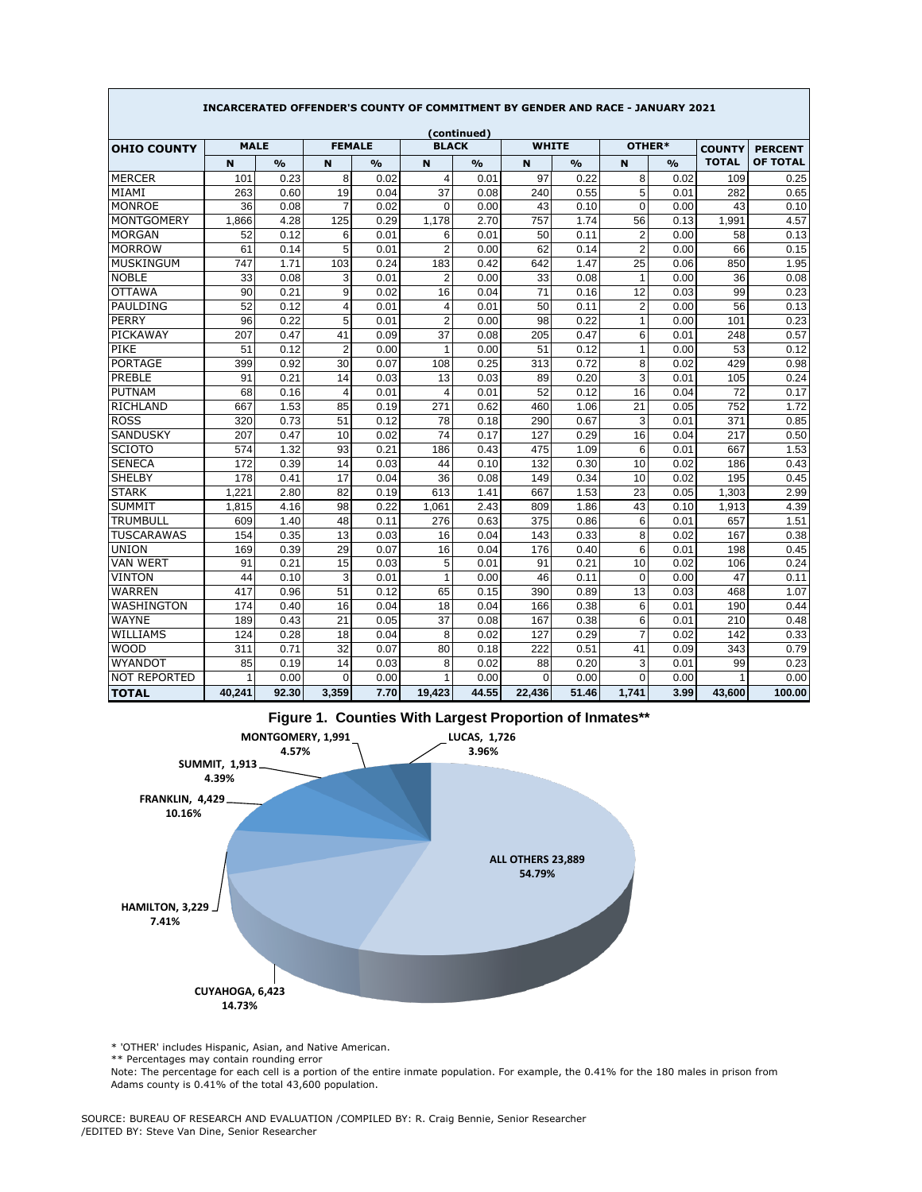**INCARCERATED OFFENDER'S COUNTY OF COMMITMENT BY GENDER AND RACE - JANUARY 2021**

(continued)

| OHIO COUNTY | MALE | | FEMALE | | BLACK | | WHITE | | OTHER* | | COUNTY | PERCENT |
|---|---|---|---|---|---|---|---|---|---|---|---|---|
| | N | % | N | % | N | % | N | % | N | % | TOTAL | OF TOTAL |
| MERCER | 101 | 0.23 | 8 | 0.02 | 4 | 0.01 | 97 | 0.22 | 8 | 0.02 | 109 | 0.25 |
| MIAMI | 263 | 0.60 | 19 | 0.04 | 37 | 0.08 | 240 | 0.55 | 5 | 0.01 | 282 | 0.65 |
| MONROE | 36 | 0.08 | 7 | 0.02 | 0 | 0.00 | 43 | 0.10 | 0 | 0.00 | 43 | 0.10 |
| MONTGOMERY | 1,866 | 4.28 | 125 | 0.29 | 1,178 | 2.70 | 757 | 1.74 | 56 | 0.13 | 1,991 | 4.57 |
| MORGAN | 52 | 0.12 | 6 | 0.01 | 6 | 0.01 | 50 | 0.11 | 2 | 0.00 | 58 | 0.13 |
| MORROW | 61 | 0.14 | 5 | 0.01 | 2 | 0.00 | 62 | 0.14 | 2 | 0.00 | 66 | 0.15 |
| MUSKINGUM | 747 | 1.71 | 103 | 0.24 | 183 | 0.42 | 642 | 1.47 | 25 | 0.06 | 850 | 1.95 |
| NOBLE | 33 | 0.08 | 3 | 0.01 | 2 | 0.00 | 33 | 0.08 | 1 | 0.00 | 36 | 0.08 |
| OTTAWA | 90 | 0.21 | 9 | 0.02 | 16 | 0.04 | 71 | 0.16 | 12 | 0.03 | 99 | 0.23 |
| PAULDING | 52 | 0.12 | 4 | 0.01 | 4 | 0.01 | 50 | 0.11 | 2 | 0.00 | 56 | 0.13 |
| PERRY | 96 | 0.22 | 5 | 0.01 | 2 | 0.00 | 98 | 0.22 | 1 | 0.00 | 101 | 0.23 |
| PICKAWAY | 207 | 0.47 | 41 | 0.09 | 37 | 0.08 | 205 | 0.47 | 6 | 0.01 | 248 | 0.57 |
| PIKE | 51 | 0.12 | 2 | 0.00 | 1 | 0.00 | 51 | 0.12 | 1 | 0.00 | 53 | 0.12 |
| PORTAGE | 399 | 0.92 | 30 | 0.07 | 108 | 0.25 | 313 | 0.72 | 8 | 0.02 | 429 | 0.98 |
| PREBLE | 91 | 0.21 | 14 | 0.03 | 13 | 0.03 | 89 | 0.20 | 3 | 0.01 | 105 | 0.24 |
| PUTNAM | 68 | 0.16 | 4 | 0.01 | 4 | 0.01 | 52 | 0.12 | 16 | 0.04 | 72 | 0.17 |
| RICHLAND | 667 | 1.53 | 85 | 0.19 | 271 | 0.62 | 460 | 1.06 | 21 | 0.05 | 752 | 1.72 |
| ROSS | 320 | 0.73 | 51 | 0.12 | 78 | 0.18 | 290 | 0.67 | 3 | 0.01 | 371 | 0.85 |
| SANDUSKY | 207 | 0.47 | 10 | 0.02 | 74 | 0.17 | 127 | 0.29 | 16 | 0.04 | 217 | 0.50 |
| SCIOTO | 574 | 1.32 | 93 | 0.21 | 186 | 0.43 | 475 | 1.09 | 6 | 0.01 | 667 | 1.53 |
| SENECA | 172 | 0.39 | 14 | 0.03 | 44 | 0.10 | 132 | 0.30 | 10 | 0.02 | 186 | 0.43 |
| SHELBY | 178 | 0.41 | 17 | 0.04 | 36 | 0.08 | 149 | 0.34 | 10 | 0.02 | 195 | 0.45 |
| STARK | 1,221 | 2.80 | 82 | 0.19 | 613 | 1.41 | 667 | 1.53 | 23 | 0.05 | 1,303 | 2.99 |
| SUMMIT | 1,815 | 4.16 | 98 | 0.22 | 1,061 | 2.43 | 809 | 1.86 | 43 | 0.10 | 1,913 | 4.39 |
| TRUMBULL | 609 | 1.40 | 48 | 0.11 | 276 | 0.63 | 375 | 0.86 | 6 | 0.01 | 657 | 1.51 |
| TUSCARAWAS | 154 | 0.35 | 13 | 0.03 | 16 | 0.04 | 143 | 0.33 | 8 | 0.02 | 167 | 0.38 |
| UNION | 169 | 0.39 | 29 | 0.07 | 16 | 0.04 | 176 | 0.40 | 6 | 0.01 | 198 | 0.45 |
| VAN WERT | 91 | 0.21 | 15 | 0.03 | 5 | 0.01 | 91 | 0.21 | 10 | 0.02 | 106 | 0.24 |
| VINTON | 44 | 0.10 | 3 | 0.01 | 1 | 0.00 | 46 | 0.11 | 0 | 0.00 | 47 | 0.11 |
| WARREN | 417 | 0.96 | 51 | 0.12 | 65 | 0.15 | 390 | 0.89 | 13 | 0.03 | 468 | 1.07 |
| WASHINGTON | 174 | 0.40 | 16 | 0.04 | 18 | 0.04 | 166 | 0.38 | 6 | 0.01 | 190 | 0.44 |
| WAYNE | 189 | 0.43 | 21 | 0.05 | 37 | 0.08 | 167 | 0.38 | 6 | 0.01 | 210 | 0.48 |
| WILLIAMS | 124 | 0.28 | 18 | 0.04 | 8 | 0.02 | 127 | 0.29 | 7 | 0.02 | 142 | 0.33 |
| WOOD | 311 | 0.71 | 32 | 0.07 | 80 | 0.18 | 222 | 0.51 | 41 | 0.09 | 343 | 0.79 |
| WYANDOT | 85 | 0.19 | 14 | 0.03 | 8 | 0.02 | 88 | 0.20 | 3 | 0.01 | 99 | 0.23 |
| NOT REPORTED | 1 | 0.00 | 0 | 0.00 | 1 | 0.00 | 0 | 0.00 | 0 | 0.00 | 1 | 0.00 |
| **TOTAL** | **40,241** | **92.30** | **3,359** | **7.70** | **19,423** | **44.55** | **22,436** | **51.46** | **1,741** | **3.99** | **43,600** | **100.00** |

**Figure 1. Counties With Largest Proportion of Inmates****

MONTGOMERY, 1,991 4.57%; LUCAS, 1,726 3.96%; SUMMIT, 1,913 4.39%; FRANKLIN, 4,429 10.16%; HAMILTON, 3,229 7.41%; CUYAHOGA, 6,423 14.73%; ALL OTHERS 23,889 54.79%

\* 'OTHER' includes Hispanic, Asian, and Native American.

\*\* Percentages may contain rounding error

Note: The percentage for each cell is a portion of the entire inmate population. For example, the 0.41% for the 180 males in prison from Adams county is 0.41% of the total 43,600 population.

SOURCE: BUREAU OF RESEARCH AND EVALUATION /COMPILED BY: R. Craig Bennie, Senior Researcher
/EDITED BY: Steve Van Dine, Senior Researcher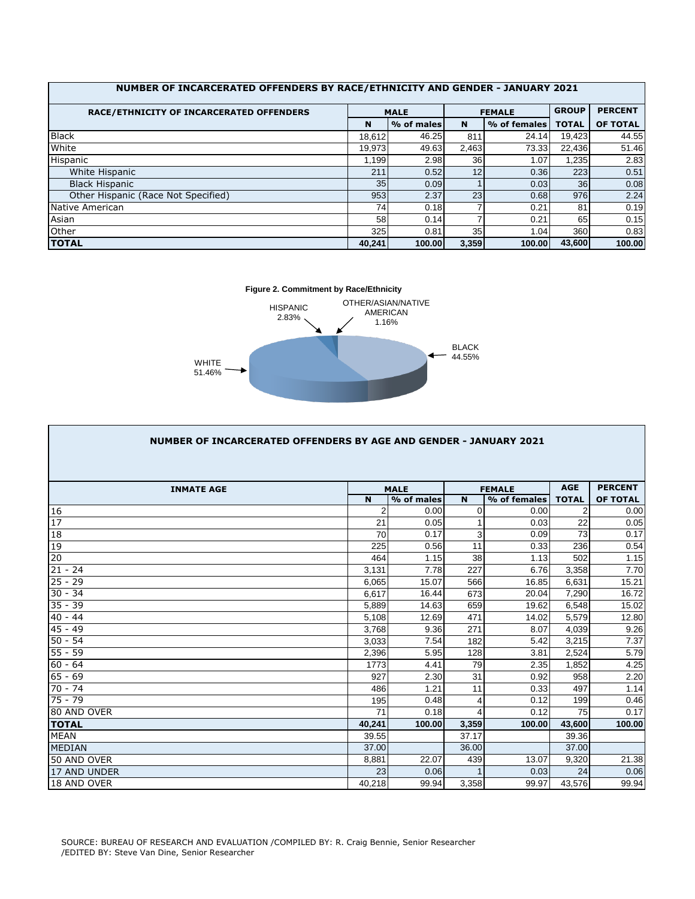| NUMBER OF INCARCERATED OFFENDERS BY RACE/ETHNICITY AND GENDER - JANUARY 2021 | | | | | | |
|---|---|---|---|---|---|---|
| RACE/ETHNICITY OF INCARCERATED OFFENDERS | MALE | | FEMALE | | GROUP | PERCENT |
| | N | % of males | N | % of females | TOTAL | OF TOTAL |
| Black | 18,612 | 46.25 | 811 | 24.14 | 19,423 | 44.55 |
| White | 19,973 | 49.63 | 2,463 | 73.33 | 22,436 | 51.46 |
| Hispanic | 1,199 | 2.98 | 36 | 1.07 | 1,235 | 2.83 |
| White Hispanic | 211 | 0.52 | 12 | 0.36 | 223 | 0.51 |
| Black Hispanic | 35 | 0.09 | 1 | 0.03 | 36 | 0.08 |
| Other Hispanic (Race Not Specified) | 953 | 2.37 | 23 | 0.68 | 976 | 2.24 |
| Native American | 74 | 0.18 | 7 | 0.21 | 81 | 0.19 |
| Asian | 58 | 0.14 | 7 | 0.21 | 65 | 0.15 |
| Other | 325 | 0.81 | 35 | 1.04 | 360 | 0.83 |
| **TOTAL** | **40,241** | **100.00** | **3,359** | **100.00** | **43,600** | **100.00** |

**Figure 2. Commitment by Race/Ethnicity**

HISPANIC 2.83%; OTHER/ASIAN/NATIVE AMERICAN 1.16%; BLACK 44.55%; WHITE 51.46%

| NUMBER OF INCARCERATED OFFENDERS BY AGE AND GENDER - JANUARY 2021 | | | | | | |
|---|---|---|---|---|---|---|
| INMATE AGE | MALE | | FEMALE | | AGE | PERCENT |
| | N | % of males | N | % of females | TOTAL | OF TOTAL |
| 16 | 2 | 0.00 | 0 | 0.00 | 2 | 0.00 |
| 17 | 21 | 0.05 | 1 | 0.03 | 22 | 0.05 |
| 18 | 70 | 0.17 | 3 | 0.09 | 73 | 0.17 |
| 19 | 225 | 0.56 | 11 | 0.33 | 236 | 0.54 |
| 20 | 464 | 1.15 | 38 | 1.13 | 502 | 1.15 |
| 21 - 24 | 3,131 | 7.78 | 227 | 6.76 | 3,358 | 7.70 |
| 25 - 29 | 6,065 | 15.07 | 566 | 16.85 | 6,631 | 15.21 |
| 30 - 34 | 6,617 | 16.44 | 673 | 20.04 | 7,290 | 16.72 |
| 35 - 39 | 5,889 | 14.63 | 659 | 19.62 | 6,548 | 15.02 |
| 40 - 44 | 5,108 | 12.69 | 471 | 14.02 | 5,579 | 12.80 |
| 45 - 49 | 3,768 | 9.36 | 271 | 8.07 | 4,039 | 9.26 |
| 50 - 54 | 3,033 | 7.54 | 182 | 5.42 | 3,215 | 7.37 |
| 55 - 59 | 2,396 | 5.95 | 128 | 3.81 | 2,524 | 5.79 |
| 60 - 64 | 1773 | 4.41 | 79 | 2.35 | 1,852 | 4.25 |
| 65 - 69 | 927 | 2.30 | 31 | 0.92 | 958 | 2.20 |
| 70 - 74 | 486 | 1.21 | 11 | 0.33 | 497 | 1.14 |
| 75 - 79 | 195 | 0.48 | 4 | 0.12 | 199 | 0.46 |
| 80 AND OVER | 71 | 0.18 | 4 | 0.12 | 75 | 0.17 |
| **TOTAL** | **40,241** | **100.00** | **3,359** | **100.00** | **43,600** | **100.00** |
| MEAN | 39.55 | | 37.17 | | 39.36 | |
| MEDIAN | 37.00 | | 36.00 | | 37.00 | |
| 50 AND OVER | 8,881 | 22.07 | 439 | 13.07 | 9,320 | 21.38 |
| 17 AND UNDER | 23 | 0.06 | 1 | 0.03 | 24 | 0.06 |
| 18 AND OVER | 40,218 | 99.94 | 3,358 | 99.97 | 43,576 | 99.94 |

SOURCE: BUREAU OF RESEARCH AND EVALUATION /COMPILED BY: R. Craig Bennie, Senior Researcher
/EDITED BY: Steve Van Dine, Senior Researcher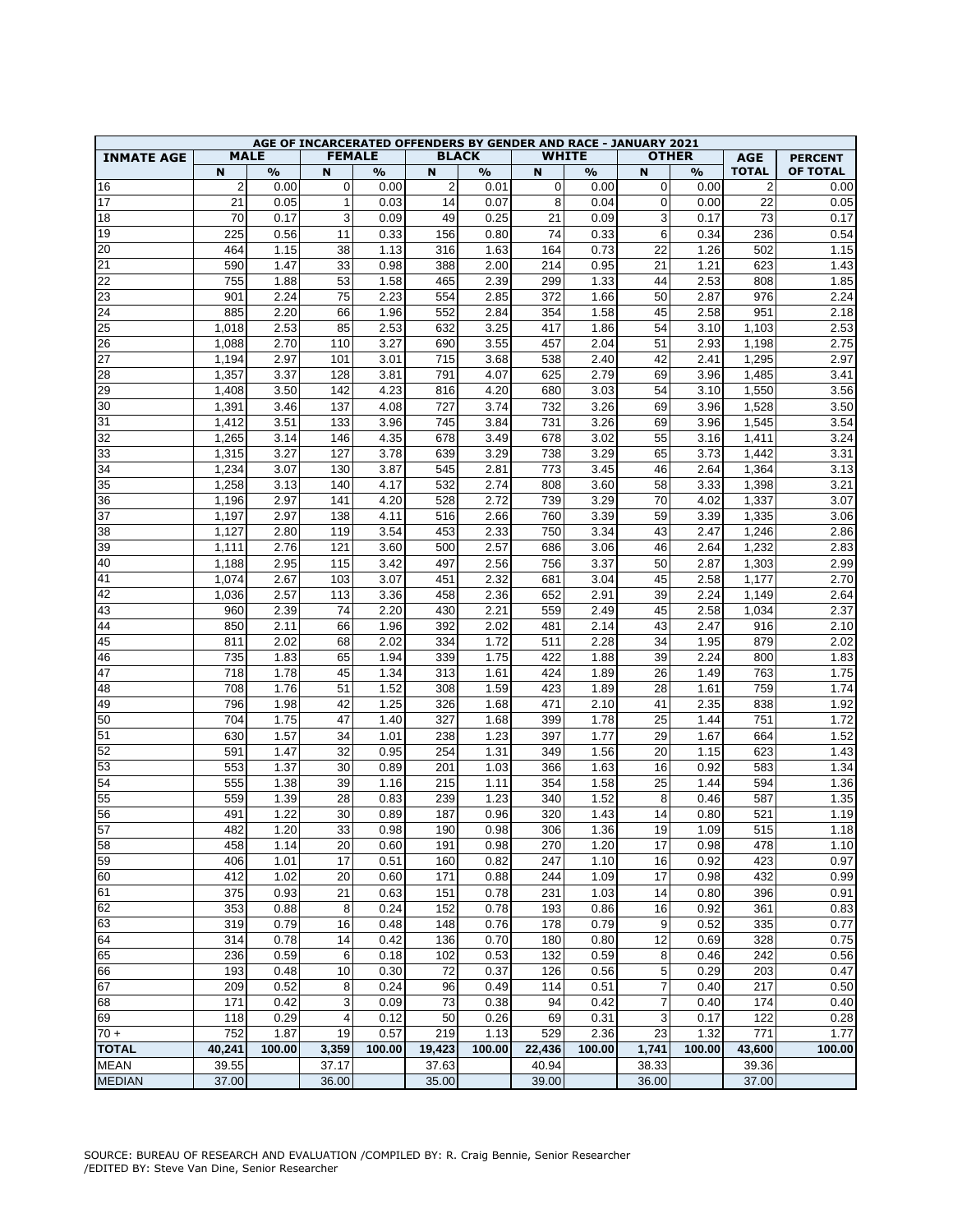| AGE OF INCARCERATED OFFENDERS BY GENDER AND RACE - JANUARY 2021 | | | | | | | | | | | | |
|---|---|---|---|---|---|---|---|---|---|---|---|---|
| **INMATE AGE** | **MALE** | | **FEMALE** | | **BLACK** | | **WHITE** | | **OTHER** | | **AGE** | **PERCENT** |
| | **N** | **%** | **N** | **%** | **N** | **%** | **N** | **%** | **N** | **%** | **TOTAL** | **OF TOTAL** |
| 16 | 2 | 0.00 | 0 | 0.00 | 2 | 0.01 | 0 | 0.00 | 0 | 0.00 | 2 | 0.00 |
| 17 | 21 | 0.05 | 1 | 0.03 | 14 | 0.07 | 8 | 0.04 | 0 | 0.00 | 22 | 0.05 |
| 18 | 70 | 0.17 | 3 | 0.09 | 49 | 0.25 | 21 | 0.09 | 3 | 0.17 | 73 | 0.17 |
| 19 | 225 | 0.56 | 11 | 0.33 | 156 | 0.80 | 74 | 0.33 | 6 | 0.34 | 236 | 0.54 |
| 20 | 464 | 1.15 | 38 | 1.13 | 316 | 1.63 | 164 | 0.73 | 22 | 1.26 | 502 | 1.15 |
| 21 | 590 | 1.47 | 33 | 0.98 | 388 | 2.00 | 214 | 0.95 | 21 | 1.21 | 623 | 1.43 |
| 22 | 755 | 1.88 | 53 | 1.58 | 465 | 2.39 | 299 | 1.33 | 44 | 2.53 | 808 | 1.85 |
| 23 | 901 | 2.24 | 75 | 2.23 | 554 | 2.85 | 372 | 1.66 | 50 | 2.87 | 976 | 2.24 |
| 24 | 885 | 2.20 | 66 | 1.96 | 552 | 2.84 | 354 | 1.58 | 45 | 2.58 | 951 | 2.18 |
| 25 | 1,018 | 2.53 | 85 | 2.53 | 632 | 3.25 | 417 | 1.86 | 54 | 3.10 | 1,103 | 2.53 |
| 26 | 1,088 | 2.70 | 110 | 3.27 | 690 | 3.55 | 457 | 2.04 | 51 | 2.93 | 1,198 | 2.75 |
| 27 | 1,194 | 2.97 | 101 | 3.01 | 715 | 3.68 | 538 | 2.40 | 42 | 2.41 | 1,295 | 2.97 |
| 28 | 1,357 | 3.37 | 128 | 3.81 | 791 | 4.07 | 625 | 2.79 | 69 | 3.96 | 1,485 | 3.41 |
| 29 | 1,408 | 3.50 | 142 | 4.23 | 816 | 4.20 | 680 | 3.03 | 54 | 3.10 | 1,550 | 3.56 |
| 30 | 1,391 | 3.46 | 137 | 4.08 | 727 | 3.74 | 732 | 3.26 | 69 | 3.96 | 1,528 | 3.50 |
| 31 | 1,412 | 3.51 | 133 | 3.96 | 745 | 3.84 | 731 | 3.26 | 69 | 3.96 | 1,545 | 3.54 |
| 32 | 1,265 | 3.14 | 146 | 4.35 | 678 | 3.49 | 678 | 3.02 | 55 | 3.16 | 1,411 | 3.24 |
| 33 | 1,315 | 3.27 | 127 | 3.78 | 639 | 3.29 | 738 | 3.29 | 65 | 3.73 | 1,442 | 3.31 |
| 34 | 1,234 | 3.07 | 130 | 3.87 | 545 | 2.81 | 773 | 3.45 | 46 | 2.64 | 1,364 | 3.13 |
| 35 | 1,258 | 3.13 | 140 | 4.17 | 532 | 2.74 | 808 | 3.60 | 58 | 3.33 | 1,398 | 3.21 |
| 36 | 1,196 | 2.97 | 141 | 4.20 | 528 | 2.72 | 739 | 3.29 | 70 | 4.02 | 1,337 | 3.07 |
| 37 | 1,197 | 2.97 | 138 | 4.11 | 516 | 2.66 | 760 | 3.39 | 59 | 3.39 | 1,335 | 3.06 |
| 38 | 1,127 | 2.80 | 119 | 3.54 | 453 | 2.33 | 750 | 3.34 | 43 | 2.47 | 1,246 | 2.86 |
| 39 | 1,111 | 2.76 | 121 | 3.60 | 500 | 2.57 | 686 | 3.06 | 46 | 2.64 | 1,232 | 2.83 |
| 40 | 1,188 | 2.95 | 115 | 3.42 | 497 | 2.56 | 756 | 3.37 | 50 | 2.87 | 1,303 | 2.99 |
| 41 | 1,074 | 2.67 | 103 | 3.07 | 451 | 2.32 | 681 | 3.04 | 45 | 2.58 | 1,177 | 2.70 |
| 42 | 1,036 | 2.57 | 113 | 3.36 | 458 | 2.36 | 652 | 2.91 | 39 | 2.24 | 1,149 | 2.64 |
| 43 | 960 | 2.39 | 74 | 2.20 | 430 | 2.21 | 559 | 2.49 | 45 | 2.58 | 1,034 | 2.37 |
| 44 | 850 | 2.11 | 66 | 1.96 | 392 | 2.02 | 481 | 2.14 | 43 | 2.47 | 916 | 2.10 |
| 45 | 811 | 2.02 | 68 | 2.02 | 334 | 1.72 | 511 | 2.28 | 34 | 1.95 | 879 | 2.02 |
| 46 | 735 | 1.83 | 65 | 1.94 | 339 | 1.75 | 422 | 1.88 | 39 | 2.24 | 800 | 1.83 |
| 47 | 718 | 1.78 | 45 | 1.34 | 313 | 1.61 | 424 | 1.89 | 26 | 1.49 | 763 | 1.75 |
| 48 | 708 | 1.76 | 51 | 1.52 | 308 | 1.59 | 423 | 1.89 | 28 | 1.61 | 759 | 1.74 |
| 49 | 796 | 1.98 | 42 | 1.25 | 326 | 1.68 | 471 | 2.10 | 41 | 2.35 | 838 | 1.92 |
| 50 | 704 | 1.75 | 47 | 1.40 | 327 | 1.68 | 399 | 1.78 | 25 | 1.44 | 751 | 1.72 |
| 51 | 630 | 1.57 | 34 | 1.01 | 238 | 1.23 | 397 | 1.77 | 29 | 1.67 | 664 | 1.52 |
| 52 | 591 | 1.47 | 32 | 0.95 | 254 | 1.31 | 349 | 1.56 | 20 | 1.15 | 623 | 1.43 |
| 53 | 553 | 1.37 | 30 | 0.89 | 201 | 1.03 | 366 | 1.63 | 16 | 0.92 | 583 | 1.34 |
| 54 | 555 | 1.38 | 39 | 1.16 | 215 | 1.11 | 354 | 1.58 | 25 | 1.44 | 594 | 1.36 |
| 55 | 559 | 1.39 | 28 | 0.83 | 239 | 1.23 | 340 | 1.52 | 8 | 0.46 | 587 | 1.35 |
| 56 | 491 | 1.22 | 30 | 0.89 | 187 | 0.96 | 320 | 1.43 | 14 | 0.80 | 521 | 1.19 |
| 57 | 482 | 1.20 | 33 | 0.98 | 190 | 0.98 | 306 | 1.36 | 19 | 1.09 | 515 | 1.18 |
| 58 | 458 | 1.14 | 20 | 0.60 | 191 | 0.98 | 270 | 1.20 | 17 | 0.98 | 478 | 1.10 |
| 59 | 406 | 1.01 | 17 | 0.51 | 160 | 0.82 | 247 | 1.10 | 16 | 0.92 | 423 | 0.97 |
| 60 | 412 | 1.02 | 20 | 0.60 | 171 | 0.88 | 244 | 1.09 | 17 | 0.98 | 432 | 0.99 |
| 61 | 375 | 0.93 | 21 | 0.63 | 151 | 0.78 | 231 | 1.03 | 14 | 0.80 | 396 | 0.91 |
| 62 | 353 | 0.88 | 8 | 0.24 | 152 | 0.78 | 193 | 0.86 | 16 | 0.92 | 361 | 0.83 |
| 63 | 319 | 0.79 | 16 | 0.48 | 148 | 0.76 | 178 | 0.79 | 9 | 0.52 | 335 | 0.77 |
| 64 | 314 | 0.78 | 14 | 0.42 | 136 | 0.70 | 180 | 0.80 | 12 | 0.69 | 328 | 0.75 |
| 65 | 236 | 0.59 | 6 | 0.18 | 102 | 0.53 | 132 | 0.59 | 8 | 0.46 | 242 | 0.56 |
| 66 | 193 | 0.48 | 10 | 0.30 | 72 | 0.37 | 126 | 0.56 | 5 | 0.29 | 203 | 0.47 |
| 67 | 209 | 0.52 | 8 | 0.24 | 96 | 0.49 | 114 | 0.51 | 7 | 0.40 | 217 | 0.50 |
| 68 | 171 | 0.42 | 3 | 0.09 | 73 | 0.38 | 94 | 0.42 | 7 | 0.40 | 174 | 0.40 |
| 69 | 118 | 0.29 | 4 | 0.12 | 50 | 0.26 | 69 | 0.31 | 3 | 0.17 | 122 | 0.28 |
| 70 + | 752 | 1.87 | 19 | 0.57 | 219 | 1.13 | 529 | 2.36 | 23 | 1.32 | 771 | 1.77 |
| **TOTAL** | **40,241** | **100.00** | **3,359** | **100.00** | **19,423** | **100.00** | **22,436** | **100.00** | **1,741** | **100.00** | **43,600** | **100.00** |
| MEAN | 39.55 | | 37.17 | | 37.63 | | 40.94 | | 38.33 | | 39.36 | |
| MEDIAN | 37.00 | | 36.00 | | 35.00 | | 39.00 | | 36.00 | | 37.00 | |

SOURCE: BUREAU OF RESEARCH AND EVALUATION /COMPILED BY: R. Craig Bennie, Senior Researcher
/EDITED BY: Steve Van Dine, Senior Researcher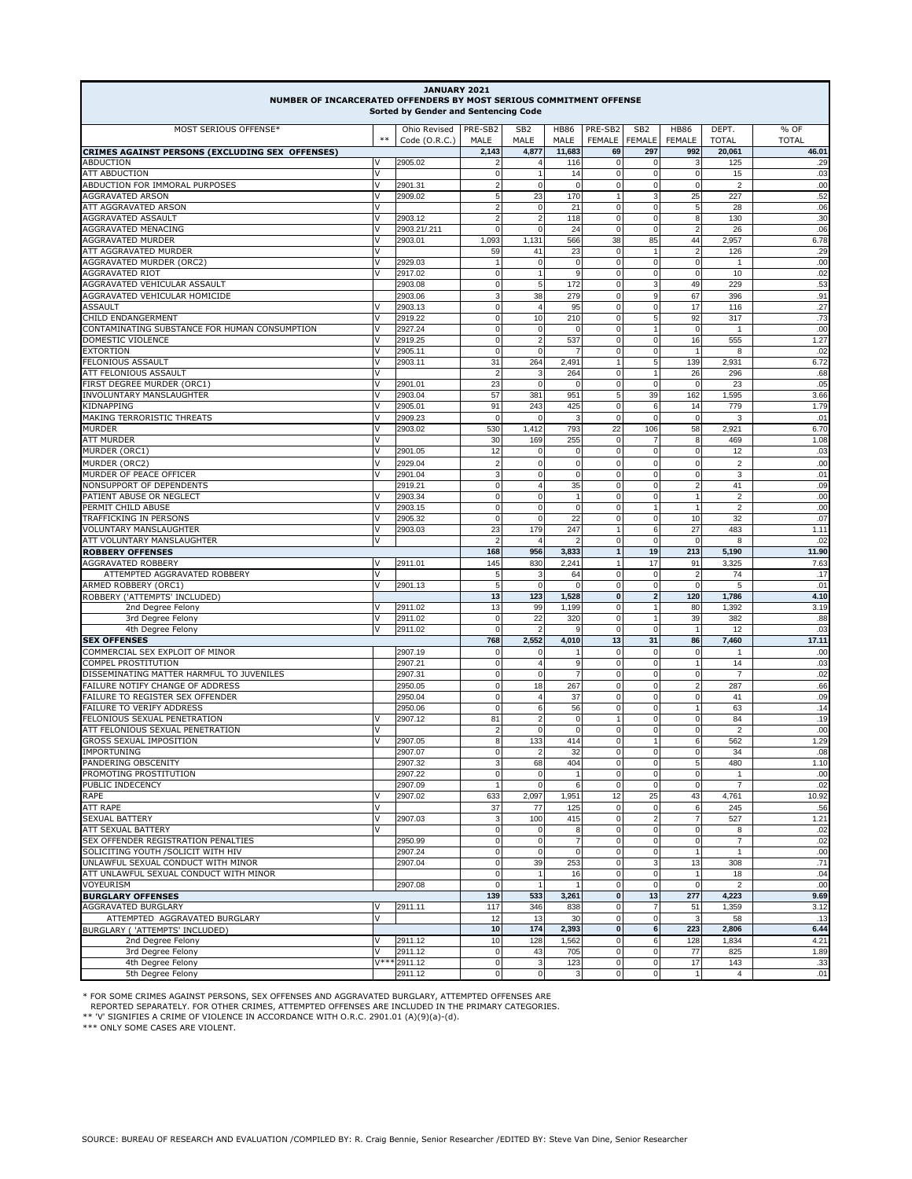**JANUARY 2021**
**NUMBER OF INCARCERATED OFFENDERS BY MOST SERIOUS COMMITMENT OFFENSE**
**Sorted by Gender and Sentencing Code**

| MOST SERIOUS OFFENSE* | ** | Ohio Revised Code (O.R.C.) | PRE-SB2 MALE | SB2 MALE | HB86 MALE | PRE-SB2 FEMALE | SB2 FEMALE | HB86 FEMALE | DEPT. TOTAL | % OF TOTAL |
|---|---|---|---|---|---|---|---|---|---|---|
| **CRIMES AGAINST PERSONS (EXCLUDING SEX OFFENSES)** | | | **2,143** | **4,877** | **11,683** | **69** | **297** | **992** | **20,061** | **46.01** |
| ABDUCTION | V | 2905.02 | 2 | 4 | 116 | 0 | 0 | 3 | 125 | .29 |
| ATT ABDUCTION | V | | 0 | 1 | 14 | 0 | 0 | 0 | 15 | .03 |
| ABDUCTION FOR IMMORAL PURPOSES | V | 2901.31 | 2 | 0 | 0 | 0 | 0 | 0 | 2 | .00 |
| AGGRAVATED ARSON | V | 2909.02 | 5 | 23 | 170 | 1 | 3 | 25 | 227 | .52 |
| ATT AGGRAVATED ARSON | V | | 2 | 0 | 21 | 0 | 0 | 5 | 28 | .06 |
| AGGRAVATED ASSAULT | V | 2903.12 | 2 | 2 | 118 | 0 | 0 | 8 | 130 | .30 |
| AGGRAVATED MENACING | V | 2903.21/.211 | 0 | 0 | 24 | 0 | 0 | 2 | 26 | .06 |
| AGGRAVATED MURDER | V | 2903.01 | 1,093 | 1,131 | 566 | 38 | 85 | 44 | 2,957 | 6.78 |
| ATT AGGRAVATED MURDER | V | | 59 | 41 | 23 | 0 | 1 | 2 | 126 | .29 |
| AGGRAVATED MURDER (ORC2) | V | 2929.03 | 1 | 0 | 0 | 0 | 0 | 0 | 1 | .00 |
| AGGRAVATED RIOT | V | 2917.02 | 0 | 1 | 9 | 0 | 0 | 0 | 10 | .02 |
| AGGRAVATED VEHICULAR ASSAULT | | 2903.08 | 0 | 5 | 172 | 0 | 3 | 49 | 229 | .53 |
| AGGRAVATED VEHICULAR HOMICIDE | | 2903.06 | 3 | 38 | 279 | 0 | 9 | 67 | 396 | .91 |
| ASSAULT | V | 2903.13 | 0 | 4 | 95 | 0 | 0 | 17 | 116 | .27 |
| CHILD ENDANGERMENT | V | 2919.22 | 0 | 10 | 210 | 0 | 5 | 92 | 317 | .73 |
| CONTAMINATING SUBSTANCE FOR HUMAN CONSUMPTION | V | 2927.24 | 0 | 0 | 0 | 0 | 1 | 0 | 1 | .00 |
| DOMESTIC VIOLENCE | V | 2919.25 | 0 | 2 | 537 | 0 | 0 | 16 | 555 | 1.27 |
| EXTORTION | V | 2905.11 | 0 | 0 | 7 | 0 | 0 | 1 | 8 | .02 |
| FELONIOUS ASSAULT | V | 2903.11 | 31 | 264 | 2,491 | 1 | 5 | 139 | 2,931 | 6.72 |
| ATT FELONIOUS ASSAULT | V | | 2 | 3 | 264 | 0 | 1 | 26 | 296 | .68 |
| FIRST DEGREE MURDER (ORC1) | V | 2901.01 | 23 | 0 | 0 | 0 | 0 | 0 | 23 | .05 |
| INVOLUNTARY MANSLAUGHTER | V | 2903.04 | 57 | 381 | 951 | 5 | 39 | 162 | 1,595 | 3.66 |
| KIDNAPPING | V | 2905.01 | 91 | 243 | 425 | 0 | 6 | 14 | 779 | 1.79 |
| MAKING TERRORISTIC THREATS | V | 2909.23 | 0 | 0 | 3 | 0 | 0 | 0 | 3 | .01 |
| MURDER | V | 2903.02 | 530 | 1,412 | 793 | 22 | 106 | 58 | 2,921 | 6.70 |
| ATT MURDER | V | | 30 | 169 | 255 | 0 | 7 | 8 | 469 | 1.08 |
| MURDER (ORC1) | V | 2901.05 | 12 | 0 | 0 | 0 | 0 | 0 | 12 | .03 |
| MURDER (ORC2) | V | 2929.04 | 2 | 0 | 0 | 0 | 0 | 0 | 2 | .00 |
| MURDER OF PEACE OFFICER | V | 2901.04 | 3 | 0 | 0 | 0 | 0 | 0 | 3 | .01 |
| NONSUPPORT OF DEPENDENTS | | 2919.21 | 0 | 4 | 35 | 0 | 0 | 2 | 41 | .09 |
| PATIENT ABUSE OR NEGLECT | V | 2903.34 | 0 | 0 | 1 | 0 | 0 | 1 | 2 | .00 |
| PERMIT CHILD ABUSE | V | 2903.15 | 0 | 0 | 0 | 0 | 1 | 1 | 2 | .00 |
| TRAFFICKING IN PERSONS | V | 2905.32 | 0 | 0 | 22 | 0 | 0 | 10 | 32 | .07 |
| VOLUNTARY MANSLAUGHTER | V | 2903.03 | 23 | 179 | 247 | 1 | 6 | 27 | 483 | 1.11 |
| ATT VOLUNTARY MANSLAUGHTER | V | | 2 | 4 | 2 | 0 | 0 | 0 | 8 | .02 |
| **ROBBERY OFFENSES** | | | **168** | **956** | **3,833** | **1** | **19** | **213** | **5,190** | **11.90** |
| AGGRAVATED ROBBERY | V | 2911.01 | 145 | 830 | 2,241 | 1 | 17 | 91 | 3,325 | 7.63 |
| ATTEMPTED AGGRAVATED ROBBERY | V | | 5 | 3 | 64 | 0 | 0 | 2 | 74 | .17 |
| ARMED ROBBERY (ORC1) | V | 2901.13 | 5 | 0 | 0 | 0 | 0 | 0 | 5 | .01 |
| ROBBERY ('ATTEMPTS' INCLUDED) | | | **13** | **123** | **1,528** | **0** | **2** | **120** | **1,786** | **4.10** |
| 2nd Degree Felony | V | 2911.02 | 13 | 99 | 1,199 | 0 | 1 | 80 | 1,392 | 3.19 |
| 3rd Degree Felony | V | 2911.02 | 0 | 22 | 320 | 0 | 1 | 39 | 382 | .88 |
| 4th Degree Felony | V | 2911.02 | 0 | 2 | 9 | 0 | 0 | 1 | 12 | .03 |
| **SEX OFFENSES** | | | **768** | **2,552** | **4,010** | **13** | **31** | **86** | **7,460** | **17.11** |
| COMMERCIAL SEX EXPLOIT OF MINOR | | 2907.19 | 0 | 0 | 1 | 0 | 0 | 0 | 1 | .00 |
| COMPEL PROSTITUTION | | 2907.21 | 0 | 4 | 9 | 0 | 0 | 1 | 14 | .03 |
| DISSEMINATING MATTER HARMFUL TO JUVENILES | | 2907.31 | 0 | 0 | 7 | 0 | 0 | 0 | 7 | .02 |
| FAILURE NOTIFY CHANGE OF ADDRESS | | 2950.05 | 0 | 18 | 267 | 0 | 0 | 2 | 287 | .66 |
| FAILURE TO REGISTER SEX OFFENDER | | 2950.04 | 0 | 4 | 37 | 0 | 0 | 0 | 41 | .09 |
| FAILURE TO VERIFY ADDRESS | | 2950.06 | 0 | 6 | 56 | 0 | 0 | 1 | 63 | .14 |
| FELONIOUS SEXUAL PENETRATION | V | 2907.12 | 81 | 2 | 0 | 1 | 0 | 0 | 84 | .19 |
| ATT FELONIOUS SEXUAL PENETRATION | V | | 2 | 0 | 0 | 0 | 0 | 0 | 2 | .00 |
| GROSS SEXUAL IMPOSITION | V | 2907.05 | 8 | 133 | 414 | 0 | 1 | 6 | 562 | 1.29 |
| IMPORTUNING | | 2907.07 | 0 | 2 | 32 | 0 | 0 | 0 | 34 | .08 |
| PANDERING OBSCENITY | | 2907.32 | 3 | 68 | 404 | 0 | 0 | 5 | 480 | 1.10 |
| PROMOTING PROSTITUTION | | 2907.22 | 0 | 0 | 1 | 0 | 0 | 0 | 1 | .00 |
| PUBLIC INDECENCY | | 2907.09 | 1 | 0 | 6 | 0 | 0 | 0 | 7 | .02 |
| RAPE | V | 2907.02 | 633 | 2,097 | 1,951 | 12 | 25 | 43 | 4,761 | 10.92 |
| ATT RAPE | V | | 37 | 77 | 125 | 0 | 0 | 6 | 245 | .56 |
| SEXUAL BATTERY | V | 2907.03 | 3 | 100 | 415 | 0 | 2 | 7 | 527 | 1.21 |
| ATT SEXUAL BATTERY | V | | 0 | 0 | 8 | 0 | 0 | 0 | 8 | .02 |
| SEX OFFENDER REGISTRATION PENALTIES | | 2950.99 | 0 | 0 | 7 | 0 | 0 | 0 | 7 | .02 |
| SOLICITING YOUTH /SOLICIT WITH HIV | | 2907.24 | 0 | 0 | 0 | 0 | 0 | 1 | 1 | .00 |
| UNLAWFUL SEXUAL CONDUCT WITH MINOR | | 2907.04 | 0 | 39 | 253 | 0 | 3 | 13 | 308 | .71 |
| ATT UNLAWFUL SEXUAL CONDUCT WITH MINOR | | | 0 | 1 | 16 | 0 | 0 | 1 | 18 | .04 |
| VOYEURISM | | 2907.08 | 0 | 1 | 1 | 0 | 0 | 0 | 2 | .00 |
| **BURGLARY OFFENSES** | | | **139** | **533** | **3,261** | **0** | **13** | **277** | **4,223** | **9.69** |
| AGGRAVATED BURGLARY | V | 2911.11 | 117 | 346 | 838 | 0 | 7 | 51 | 1,359 | 3.12 |
| ATTEMPTED AGGRAVATED BURGLARY | V | | 12 | 13 | 30 | 0 | 0 | 3 | 58 | .13 |
| BURGLARY ( 'ATTEMPTS' INCLUDED) | | | **10** | **174** | **2,393** | **0** | **6** | **223** | **2,806** | **6.44** |
| 2nd Degree Felony | V | 2911.12 | 10 | 128 | 1,562 | 0 | 6 | 128 | 1,834 | 4.21 |
| 3rd Degree Felony | V | 2911.12 | 0 | 43 | 705 | 0 | 0 | 77 | 825 | 1.89 |
| 4th Degree Felony | V*** | 2911.12 | 0 | 3 | 123 | 0 | 0 | 17 | 143 | .33 |
| 5th Degree Felony | | 2911.12 | 0 | 0 | 3 | 0 | 0 | 1 | 4 | .01 |

\* FOR SOME CRIMES AGAINST PERSONS, SEX OFFENSES AND AGGRAVATED BURGLARY, ATTEMPTED OFFENSES ARE REPORTED SEPARATELY. FOR OTHER CRIMES, ATTEMPTED OFFENSES ARE INCLUDED IN THE PRIMARY CATEGORIES.
\*\* 'V' SIGNIFIES A CRIME OF VIOLENCE IN ACCORDANCE WITH O.R.C. 2901.01 (A)(9)(a)-(d).
\*\*\* ONLY SOME CASES ARE VIOLENT.

SOURCE: BUREAU OF RESEARCH AND EVALUATION /COMPILED BY: R. Craig Bennie, Senior Researcher /EDITED BY: Steve Van Dine, Senior Researcher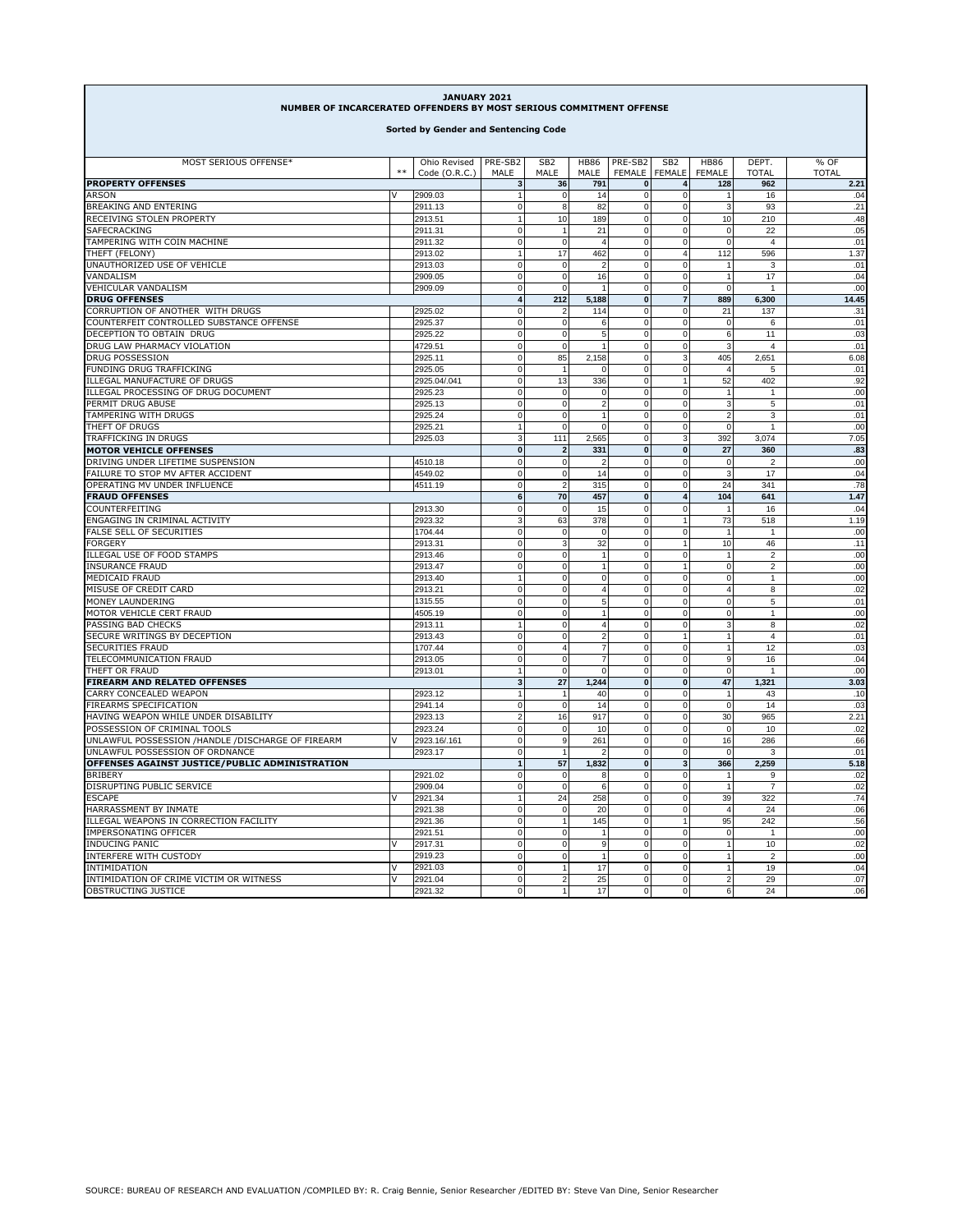**JANUARY 2021**
**NUMBER OF INCARCERATED OFFENDERS BY MOST SERIOUS COMMITMENT OFFENSE**

**Sorted by Gender and Sentencing Code**

| MOST SERIOUS OFFENSE* | ** | Ohio Revised Code (O.R.C.) | PRE-SB2 MALE | SB2 MALE | HB86 MALE | PRE-SB2 FEMALE | SB2 FEMALE | HB86 FEMALE | DEPT. TOTAL | % OF TOTAL |
|---|---|---|---|---|---|---|---|---|---|---|
| **PROPERTY OFFENSES** | | | **3** | **36** | **791** | **0** | **4** | **128** | **962** | **2.21** |
| ARSON | V | 2909.03 | 1 | 0 | 14 | 0 | 0 | 1 | 16 | .04 |
| BREAKING AND ENTERING | | 2911.13 | 0 | 8 | 82 | 0 | 0 | 3 | 93 | .21 |
| RECEIVING STOLEN PROPERTY | | 2913.51 | 1 | 10 | 189 | 0 | 0 | 10 | 210 | .48 |
| SAFECRACKING | | 2911.31 | 0 | 1 | 21 | 0 | 0 | 0 | 22 | .05 |
| TAMPERING WITH COIN MACHINE | | 2911.32 | 0 | 0 | 4 | 0 | 0 | 0 | 4 | .01 |
| THEFT (FELONY) | | 2913.02 | 1 | 17 | 462 | 0 | 4 | 112 | 596 | 1.37 |
| UNAUTHORIZED USE OF VEHICLE | | 2913.03 | 0 | 0 | 2 | 0 | 0 | 1 | 3 | .01 |
| VANDALISM | | 2909.05 | 0 | 0 | 16 | 0 | 0 | 1 | 17 | .04 |
| VEHICULAR VANDALISM | | 2909.09 | 0 | 0 | 1 | 0 | 0 | 0 | 1 | .00 |
| **DRUG OFFENSES** | | | **4** | **212** | **5,188** | **0** | **7** | **889** | **6,300** | **14.45** |
| CORRUPTION OF ANOTHER WITH DRUGS | | 2925.02 | 0 | 2 | 114 | 0 | 0 | 21 | 137 | .31 |
| COUNTERFEIT CONTROLLED SUBSTANCE OFFENSE | | 2925.37 | 0 | 0 | 6 | 0 | 0 | 0 | 6 | .01 |
| DECEPTION TO OBTAIN DRUG | | 2925.22 | 0 | 0 | 5 | 0 | 0 | 6 | 11 | .03 |
| DRUG LAW PHARMACY VIOLATION | | 4729.51 | 0 | 0 | 1 | 0 | 0 | 3 | 4 | .01 |
| DRUG POSSESSION | | 2925.11 | 0 | 85 | 2,158 | 0 | 3 | 405 | 2,651 | 6.08 |
| FUNDING DRUG TRAFFICKING | | 2925.05 | 0 | 1 | 0 | 0 | 0 | 4 | 5 | .01 |
| ILLEGAL MANUFACTURE OF DRUGS | | 2925.04/.041 | 0 | 13 | 336 | 0 | 1 | 52 | 402 | .92 |
| ILLEGAL PROCESSING OF DRUG DOCUMENT | | 2925.23 | 0 | 0 | 0 | 0 | 0 | 1 | 1 | .00 |
| PERMIT DRUG ABUSE | | 2925.13 | 0 | 0 | 2 | 0 | 0 | 3 | 5 | .01 |
| TAMPERING WITH DRUGS | | 2925.24 | 0 | 0 | 1 | 0 | 0 | 2 | 3 | .01 |
| THEFT OF DRUGS | | 2925.21 | 1 | 0 | 0 | 0 | 0 | 0 | 1 | .00 |
| TRAFFICKING IN DRUGS | | 2925.03 | 3 | 111 | 2,565 | 0 | 3 | 392 | 3,074 | 7.05 |
| **MOTOR VEHICLE OFFENSES** | | | **0** | **2** | **331** | **0** | **0** | **27** | **360** | **.83** |
| DRIVING UNDER LIFETIME SUSPENSION | | 4510.18 | 0 | 0 | 2 | 0 | 0 | 0 | 2 | .00 |
| FAILURE TO STOP MV AFTER ACCIDENT | | 4549.02 | 0 | 0 | 14 | 0 | 0 | 3 | 17 | .04 |
| OPERATING MV UNDER INFLUENCE | | 4511.19 | 0 | 2 | 315 | 0 | 0 | 24 | 341 | .78 |
| **FRAUD OFFENSES** | | | **6** | **70** | **457** | **0** | **4** | **104** | **641** | **1.47** |
| COUNTERFEITING | | 2913.30 | 0 | 0 | 15 | 0 | 0 | 1 | 16 | .04 |
| ENGAGING IN CRIMINAL ACTIVITY | | 2923.32 | 3 | 63 | 378 | 0 | 1 | 73 | 518 | 1.19 |
| FALSE SELL OF SECURITIES | | 1704.44 | 0 | 0 | 0 | 0 | 0 | 1 | 1 | .00 |
| FORGERY | | 2913.31 | 0 | 3 | 32 | 0 | 1 | 10 | 46 | .11 |
| ILLEGAL USE OF FOOD STAMPS | | 2913.46 | 0 | 0 | 1 | 0 | 0 | 1 | 2 | .00 |
| INSURANCE FRAUD | | 2913.47 | 0 | 0 | 1 | 0 | 1 | 0 | 2 | .00 |
| MEDICAID FRAUD | | 2913.40 | 1 | 0 | 0 | 0 | 0 | 0 | 1 | .00 |
| MISUSE OF CREDIT CARD | | 2913.21 | 0 | 0 | 4 | 0 | 0 | 4 | 8 | .02 |
| MONEY LAUNDERING | | 1315.55 | 0 | 0 | 5 | 0 | 0 | 0 | 5 | .01 |
| MOTOR VEHICLE CERT FRAUD | | 4505.19 | 0 | 0 | 1 | 0 | 0 | 0 | 1 | .00 |
| PASSING BAD CHECKS | | 2913.11 | 1 | 0 | 4 | 0 | 0 | 3 | 8 | .02 |
| SECURE WRITINGS BY DECEPTION | | 2913.43 | 0 | 0 | 2 | 0 | 1 | 1 | 4 | .01 |
| SECURITIES FRAUD | | 1707.44 | 0 | 4 | 7 | 0 | 0 | 1 | 12 | .03 |
| TELECOMMUNICATION FRAUD | | 2913.05 | 0 | 0 | 7 | 0 | 0 | 9 | 16 | .04 |
| THEFT OR FRAUD | | 2913.01 | 1 | 0 | 0 | 0 | 0 | 0 | 1 | .00 |
| **FIREARM AND RELATED OFFENSES** | | | **3** | **27** | **1,244** | **0** | **0** | **47** | **1,321** | **3.03** |
| CARRY CONCEALED WEAPON | | 2923.12 | 1 | 1 | 40 | 0 | 0 | 1 | 43 | .10 |
| FIREARMS SPECIFICATION | | 2941.14 | 0 | 0 | 14 | 0 | 0 | 0 | 14 | .03 |
| HAVING WEAPON WHILE UNDER DISABILITY | | 2923.13 | 2 | 16 | 917 | 0 | 0 | 30 | 965 | 2.21 |
| POSSESSION OF CRIMINAL TOOLS | | 2923.24 | 0 | 0 | 10 | 0 | 0 | 0 | 10 | .02 |
| UNLAWFUL POSSESSION /HANDLE /DISCHARGE OF FIREARM | V | 2923.16/.161 | 0 | 9 | 261 | 0 | 0 | 16 | 286 | .66 |
| UNLAWFUL POSSESSION OF ORDNANCE | | 2923.17 | 0 | 1 | 2 | 0 | 0 | 0 | 3 | .01 |
| **OFFENSES AGAINST JUSTICE/PUBLIC ADMINISTRATION** | | | **1** | **57** | **1,832** | **0** | **3** | **366** | **2,259** | **5.18** |
| BRIBERY | | 2921.02 | 0 | 0 | 8 | 0 | 0 | 1 | 9 | .02 |
| DISRUPTING PUBLIC SERVICE | | 2909.04 | 0 | 0 | 6 | 0 | 0 | 1 | 7 | .02 |
| ESCAPE | V | 2921.34 | 1 | 24 | 258 | 0 | 0 | 39 | 322 | .74 |
| HARRASSMENT BY INMATE | | 2921.38 | 0 | 0 | 20 | 0 | 0 | 4 | 24 | .06 |
| ILLEGAL WEAPONS IN CORRECTION FACILITY | | 2921.36 | 0 | 1 | 145 | 0 | 1 | 95 | 242 | .56 |
| IMPERSONATING OFFICER | | 2921.51 | 0 | 0 | 1 | 0 | 0 | 0 | 1 | .00 |
| INDUCING PANIC | V | 2917.31 | 0 | 0 | 9 | 0 | 0 | 1 | 10 | .02 |
| INTERFERE WITH CUSTODY | | 2919.23 | 0 | 0 | 1 | 0 | 0 | 1 | 2 | .00 |
| INTIMIDATION | V | 2921.03 | 0 | 1 | 17 | 0 | 0 | 1 | 19 | .04 |
| INTIMIDATION OF CRIME VICTIM OR WITNESS | V | 2921.04 | 0 | 2 | 25 | 0 | 0 | 2 | 29 | .07 |
| OBSTRUCTING JUSTICE | | 2921.32 | 0 | 1 | 17 | 0 | 0 | 6 | 24 | .06 |

SOURCE: BUREAU OF RESEARCH AND EVALUATION /COMPILED BY: R. Craig Bennie, Senior Researcher /EDITED BY: Steve Van Dine, Senior Researcher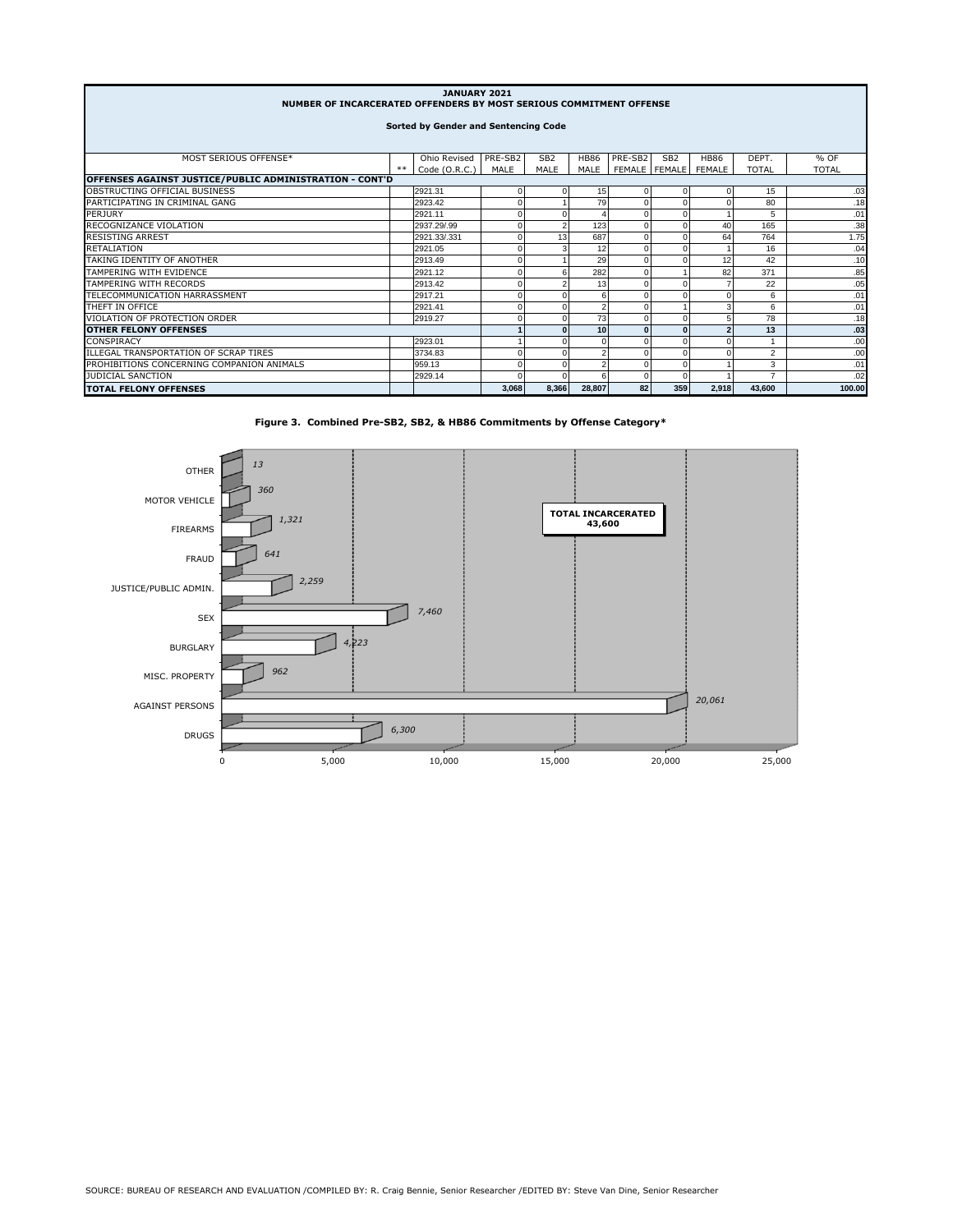**JANUARY 2021**
**NUMBER OF INCARCERATED OFFENDERS BY MOST SERIOUS COMMITMENT OFFENSE**

**Sorted by Gender and Sentencing Code**

| MOST SERIOUS OFFENSE* | ** | Ohio Revised Code (O.R.C.) | PRE-SB2 MALE | SB2 MALE | HB86 MALE | PRE-SB2 FEMALE | SB2 FEMALE | HB86 FEMALE | DEPT. TOTAL | % OF TOTAL |
|---|---|---|---|---|---|---|---|---|---|---|
| **OFFENSES AGAINST JUSTICE/PUBLIC ADMINISTRATION - CONT'D** | | | | | | | | | | |
| OBSTRUCTING OFFICIAL BUSINESS | | 2921.31 | 0 | 0 | 15 | 0 | 0 | 0 | 15 | .03 |
| PARTICIPATING IN CRIMINAL GANG | | 2923.42 | 0 | 1 | 79 | 0 | 0 | 0 | 80 | .18 |
| PERJURY | | 2921.11 | 0 | 0 | 4 | 0 | 0 | 1 | 5 | .01 |
| RECOGNIZANCE VIOLATION | | 2937.29/.99 | 0 | 2 | 123 | 0 | 0 | 40 | 165 | .38 |
| RESISTING ARREST | | 2921.33/.331 | 0 | 13 | 687 | 0 | 0 | 64 | 764 | 1.75 |
| RETALIATION | | 2921.05 | 0 | 3 | 12 | 0 | 0 | 1 | 16 | .04 |
| TAKING IDENTITY OF ANOTHER | | 2913.49 | 0 | 1 | 29 | 0 | 0 | 12 | 42 | .10 |
| TAMPERING WITH EVIDENCE | | 2921.12 | 0 | 6 | 282 | 0 | 1 | 82 | 371 | .85 |
| TAMPERING WITH RECORDS | | 2913.42 | 0 | 2 | 13 | 0 | 0 | 7 | 22 | .05 |
| TELECOMMUNICATION HARRASSMENT | | 2917.21 | 0 | 0 | 6 | 0 | 0 | 0 | 6 | .01 |
| THEFT IN OFFICE | | 2921.41 | 0 | 0 | 2 | 0 | 1 | 3 | 6 | .01 |
| VIOLATION OF PROTECTION ORDER | | 2919.27 | 0 | 0 | 73 | 0 | 0 | 5 | 78 | .18 |
| **OTHER FELONY OFFENSES** | | | **1** | **0** | **10** | **0** | **0** | **2** | **13** | **.03** |
| CONSPIRACY | | 2923.01 | 1 | 0 | 0 | 0 | 0 | 0 | 1 | .00 |
| ILLEGAL TRANSPORTATION OF SCRAP TIRES | | 3734.83 | 0 | 0 | 2 | 0 | 0 | 0 | 2 | .00 |
| PROHIBITIONS CONCERNING COMPANION ANIMALS | | 959.13 | 0 | 0 | 2 | 0 | 0 | 1 | 3 | .01 |
| JUDICIAL SANCTION | | 2929.14 | 0 | 0 | 6 | 0 | 0 | 1 | 7 | .02 |
| **TOTAL FELONY OFFENSES** | | | **3,068** | **8,366** | **28,807** | **82** | **359** | **2,918** | **43,600** | **100.00** |

**Figure 3. Combined Pre-SB2, SB2, & HB86 Commitments by Offense Category***

| Offense Category | Commitments |
|---|---|
| OTHER | 13 |
| MOTOR VEHICLE | 360 |
| FIREARMS | 1,321 |
| FRAUD | 641 |
| JUSTICE/PUBLIC ADMIN. | 2,259 |
| SEX | 7,460 |
| BURGLARY | 4,223 |
| MISC. PROPERTY | 962 |
| AGAINST PERSONS | 20,061 |
| DRUGS | 6,300 |

**TOTAL INCARCERATED 43,600**

SOURCE: BUREAU OF RESEARCH AND EVALUATION /COMPILED BY: R. Craig Bennie, Senior Researcher /EDITED BY: Steve Van Dine, Senior Researcher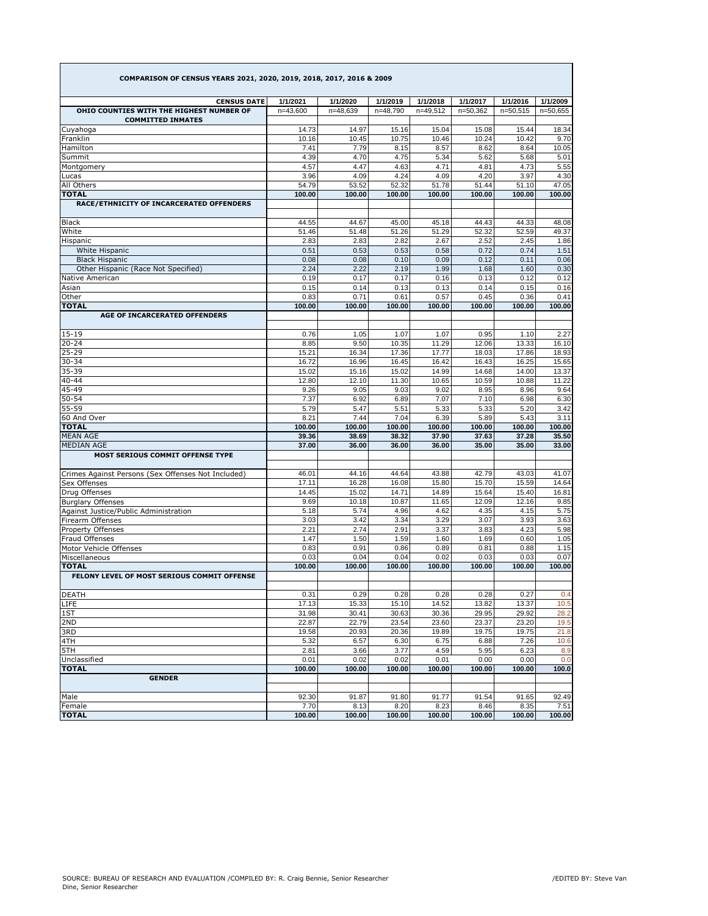| COMPARISON OF CENSUS YEARS 2021, 2020, 2019, 2018, 2017, 2016 & 2009 | | | | | | | |
|---|---|---|---|---|---|---|---|
| **CENSUS DATE** | 1/1/2021 | 1/1/2020 | 1/1/2019 | 1/1/2018 | 1/1/2017 | 1/1/2016 | 1/1/2009 |
| **OHIO COUNTIES WITH THE HIGHEST NUMBER OF COMMITTED INMATES** | n=43,600 | n=48,639 | n=48,790 | n=49,512 | n=50,362 | n=50,515 | n=50,655 |
| Cuyahoga | 14.73 | 14.97 | 15.16 | 15.04 | 15.08 | 15.44 | 18.34 |
| Franklin | 10.16 | 10.45 | 10.75 | 10.46 | 10.24 | 10.42 | 9.70 |
| Hamilton | 7.41 | 7.79 | 8.15 | 8.57 | 8.62 | 8.64 | 10.05 |
| Summit | 4.39 | 4.70 | 4.75 | 5.34 | 5.62 | 5.68 | 5.01 |
| Montgomery | 4.57 | 4.47 | 4.63 | 4.71 | 4.81 | 4.73 | 5.55 |
| Lucas | 3.96 | 4.09 | 4.24 | 4.09 | 4.20 | 3.97 | 4.30 |
| All Others | 54.79 | 53.52 | 52.32 | 51.78 | 51.44 | 51.10 | 47.05 |
| **TOTAL** | **100.00** | **100.00** | **100.00** | **100.00** | **100.00** | **100.00** | **100.00** |
| **RACE/ETHNICITY OF INCARCERATED OFFENDERS** | | | | | | | |
| Black | 44.55 | 44.67 | 45.00 | 45.18 | 44.43 | 44.33 | 48.08 |
| White | 51.46 | 51.48 | 51.26 | 51.29 | 52.32 | 52.59 | 49.37 |
| Hispanic | 2.83 | 2.83 | 2.82 | 2.67 | 2.52 | 2.45 | 1.86 |
| White Hispanic | 0.51 | 0.53 | 0.53 | 0.58 | 0.72 | 0.74 | 1.51 |
| Black Hispanic | 0.08 | 0.08 | 0.10 | 0.09 | 0.12 | 0.11 | 0.06 |
| Other Hispanic (Race Not Specified) | 2.24 | 2.22 | 2.19 | 1.99 | 1.68 | 1.60 | 0.30 |
| Native American | 0.19 | 0.17 | 0.17 | 0.16 | 0.13 | 0.12 | 0.12 |
| Asian | 0.15 | 0.14 | 0.13 | 0.13 | 0.14 | 0.15 | 0.16 |
| Other | 0.83 | 0.71 | 0.61 | 0.57 | 0.45 | 0.36 | 0.41 |
| **TOTAL** | **100.00** | **100.00** | **100.00** | **100.00** | **100.00** | **100.00** | **100.00** |
| **AGE OF INCARCERATED OFFENDERS** | | | | | | | |
| 15-19 | 0.76 | 1.05 | 1.07 | 1.07 | 0.95 | 1.10 | 2.27 |
| 20-24 | 8.85 | 9.50 | 10.35 | 11.29 | 12.06 | 13.33 | 16.10 |
| 25-29 | 15.21 | 16.34 | 17.36 | 17.77 | 18.03 | 17.86 | 18.93 |
| 30-34 | 16.72 | 16.96 | 16.45 | 16.42 | 16.43 | 16.25 | 15.65 |
| 35-39 | 15.02 | 15.16 | 15.02 | 14.99 | 14.68 | 14.00 | 13.37 |
| 40-44 | 12.80 | 12.10 | 11.30 | 10.65 | 10.59 | 10.88 | 11.22 |
| 45-49 | 9.26 | 9.05 | 9.03 | 9.02 | 8.95 | 8.96 | 9.64 |
| 50-54 | 7.37 | 6.92 | 6.89 | 7.07 | 7.10 | 6.98 | 6.30 |
| 55-59 | 5.79 | 5.47 | 5.51 | 5.33 | 5.33 | 5.20 | 3.42 |
| 60 And Over | 8.21 | 7.44 | 7.04 | 6.39 | 5.89 | 5.43 | 3.11 |
| **TOTAL** | **100.00** | **100.00** | **100.00** | **100.00** | **100.00** | **100.00** | **100.00** |
| MEAN AGE | **39.36** | **38.69** | **38.32** | **37.90** | **37.63** | **37.28** | **35.50** |
| MEDIAN AGE | **37.00** | **36.00** | **36.00** | **36.00** | **35.00** | **35.00** | **33.00** |
| **MOST SERIOUS COMMIT OFFENSE TYPE** | | | | | | | |
| Crimes Against Persons (Sex Offenses Not Included) | 46.01 | 44.16 | 44.64 | 43.88 | 42.79 | 43.03 | 41.07 |
| Sex Offenses | 17.11 | 16.28 | 16.08 | 15.80 | 15.70 | 15.59 | 14.64 |
| Drug Offenses | 14.45 | 15.02 | 14.71 | 14.89 | 15.64 | 15.40 | 16.81 |
| Burglary Offenses | 9.69 | 10.18 | 10.87 | 11.65 | 12.09 | 12.16 | 9.85 |
| Against Justice/Public Administration | 5.18 | 5.74 | 4.96 | 4.62 | 4.35 | 4.15 | 5.75 |
| Firearm Offenses | 3.03 | 3.42 | 3.34 | 3.29 | 3.07 | 3.93 | 3.63 |
| Property Offenses | 2.21 | 2.74 | 2.91 | 3.37 | 3.83 | 4.23 | 5.98 |
| Fraud Offenses | 1.47 | 1.50 | 1.59 | 1.60 | 1.69 | 0.60 | 1.05 |
| Motor Vehicle Offenses | 0.83 | 0.91 | 0.86 | 0.89 | 0.81 | 0.88 | 1.15 |
| Miscellaneous | 0.03 | 0.04 | 0.04 | 0.02 | 0.03 | 0.03 | 0.07 |
| **TOTAL** | **100.00** | **100.00** | **100.00** | **100.00** | **100.00** | **100.00** | **100.00** |
| **FELONY LEVEL OF MOST SERIOUS COMMIT OFFENSE** | | | | | | | |
| DEATH | 0.31 | 0.29 | 0.28 | 0.28 | 0.28 | 0.27 | 0.4 |
| LIFE | 17.13 | 15.33 | 15.10 | 14.52 | 13.82 | 13.37 | 10.5 |
| 1ST | 31.98 | 30.41 | 30.63 | 30.36 | 29.95 | 29.92 | 28.2 |
| 2ND | 22.87 | 22.79 | 23.54 | 23.60 | 23.37 | 23.20 | 19.5 |
| 3RD | 19.58 | 20.93 | 20.36 | 19.89 | 19.75 | 19.75 | 21.8 |
| 4TH | 5.32 | 6.57 | 6.30 | 6.75 | 6.88 | 7.26 | 10.6 |
| 5TH | 2.81 | 3.66 | 3.77 | 4.59 | 5.95 | 6.23 | 8.9 |
| Unclassified | 0.01 | 0.02 | 0.02 | 0.01 | 0.00 | 0.00 | 0.0 |
| **TOTAL** | **100.00** | **100.00** | **100.00** | **100.00** | **100.00** | **100.00** | **100.0** |
| **GENDER** | | | | | | | |
| Male | 92.30 | 91.87 | 91.80 | 91.77 | 91.54 | 91.65 | 92.49 |
| Female | 7.70 | 8.13 | 8.20 | 8.23 | 8.46 | 8.35 | 7.51 |
| **TOTAL** | **100.00** | **100.00** | **100.00** | **100.00** | **100.00** | **100.00** | **100.00** |

SOURCE: BUREAU OF RESEARCH AND EVALUATION /COMPILED BY: R. Craig Bennie, Senior Researcher /EDITED BY: Steve Van Dine, Senior Researcher